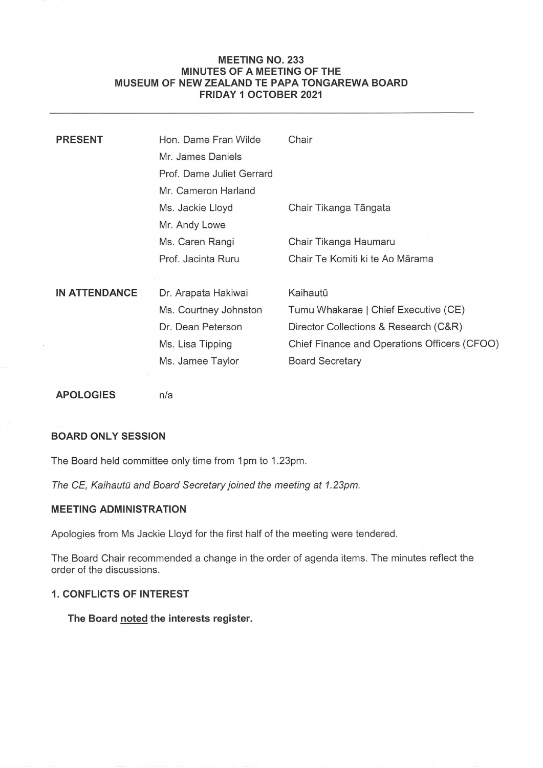# MEETING NO. 233
## MINUTES OF A MEETING OF THE
## MUSEUM OF NEW ZEALAND TE PAPA TONGAREWA BOARD
## FRIDAY 1 OCTOBER 2021

---

| | | |
|---|---|---|
| **PRESENT** | Hon. Dame Fran Wilde | Chair |
| | Mr. James Daniels | |
| | Prof. Dame Juliet Gerrard | |
| | Mr. Cameron Harland | |
| | Ms. Jackie Lloyd | Chair Tikanga Tāngata |
| | Mr. Andy Lowe | |
| | Ms. Caren Rangi | Chair Tikanga Haumaru |
| | Prof. Jacinta Ruru | Chair Te Komiti ki te Ao Mārama |
| **IN ATTENDANCE** | Dr. Arapata Hakiwai | Kaihautū |
| | Ms. Courtney Johnston | Tumu Whakarae \| Chief Executive (CE) |
| | Dr. Dean Peterson | Director Collections & Research (C&R) |
| | Ms. Lisa Tipping | Chief Finance and Operations Officers (CFOO) |
| | Ms. Jamee Taylor | Board Secretary |
| **APOLOGIES** | n/a | |

### BOARD ONLY SESSION

The Board held committee only time from 1pm to 1.23pm.

*The CE, Kaihautū and Board Secretary joined the meeting at 1.23pm.*

### MEETING ADMINISTRATION

Apologies from Ms Jackie Lloyd for the first half of the meeting were tendered.

The Board Chair recommended a change in the order of agenda items. The minutes reflect the order of the discussions.

### 1. CONFLICTS OF INTEREST

**The Board noted the interests register.**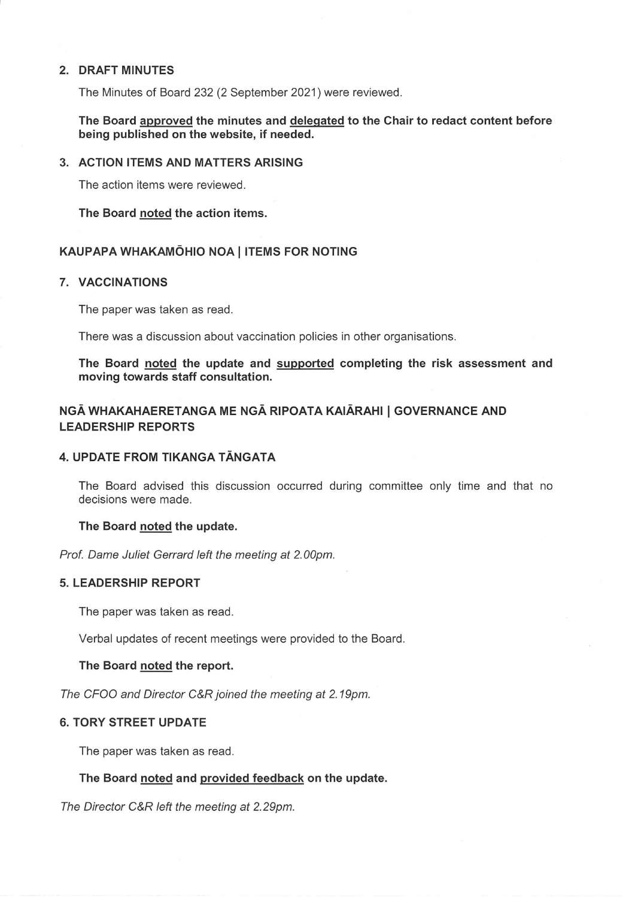## 2. DRAFT MINUTES

The Minutes of Board 232 (2 September 2021) were reviewed.

**The Board approved the minutes and delegated to the Chair to redact content before being published on the website, if needed.**

## 3. ACTION ITEMS AND MATTERS ARISING

The action items were reviewed.

**The Board noted the action items.**

## KAUPAPA WHAKAMŌHIO NOA | ITEMS FOR NOTING

## 7. VACCINATIONS

The paper was taken as read.

There was a discussion about vaccination policies in other organisations.

**The Board noted the update and supported completing the risk assessment and moving towards staff consultation.**

## NGĀ WHAKAHAERETANGA ME NGĀ RIPOATA KAIĀRAHI | GOVERNANCE AND LEADERSHIP REPORTS

## 4. UPDATE FROM TIKANGA TĀNGATA

The Board advised this discussion occurred during committee only time and that no decisions were made.

**The Board noted the update.**

*Prof. Dame Juliet Gerrard left the meeting at 2.00pm.*

## 5. LEADERSHIP REPORT

The paper was taken as read.

Verbal updates of recent meetings were provided to the Board.

**The Board noted the report.**

*The CFOO and Director C&R joined the meeting at 2.19pm.*

## 6. TORY STREET UPDATE

The paper was taken as read.

**The Board noted and provided feedback on the update.**

*The Director C&R left the meeting at 2.29pm.*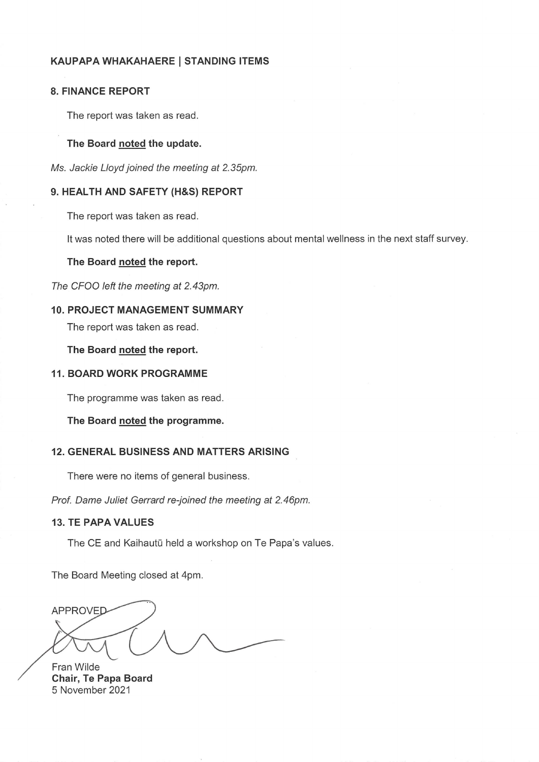## KAUPAPA WHAKAHAERE | STANDING ITEMS

### 8. FINANCE REPORT

The report was taken as read.

**The Board noted the update.**

*Ms. Jackie Lloyd joined the meeting at 2.35pm.*

### 9. HEALTH AND SAFETY (H&S) REPORT

The report was taken as read.

It was noted there will be additional questions about mental wellness in the next staff survey.

**The Board noted the report.**

*The CFOO left the meeting at 2.43pm.*

### 10. PROJECT MANAGEMENT SUMMARY

The report was taken as read.

**The Board noted the report.**

### 11. BOARD WORK PROGRAMME

The programme was taken as read.

**The Board noted the programme.**

### 12. GENERAL BUSINESS AND MATTERS ARISING

There were no items of general business.

*Prof. Dame Juliet Gerrard re-joined the meeting at 2.46pm.*

### 13. TE PAPA VALUES

The CE and Kaihautū held a workshop on Te Papa's values.

The Board Meeting closed at 4pm.

APPROVED

Fran Wilde
**Chair, Te Papa Board**
5 November 2021